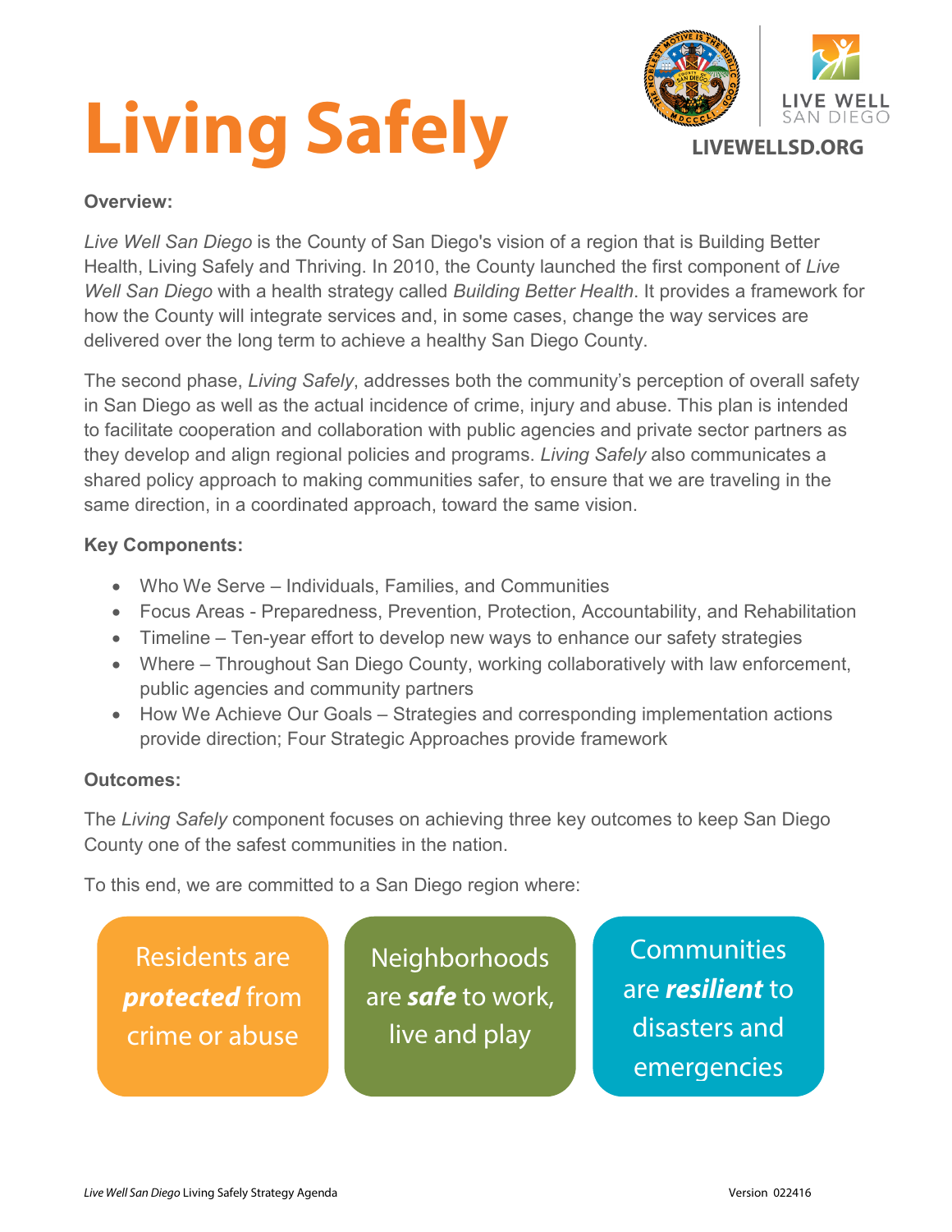# Living Safely

LIVE WELL SAN DIEGO

LIVEWELLSD.ORG

**Overview:**

*Live Well San Diego* is the County of San Diego's vision of a region that is Building Better Health, Living Safely and Thriving. In 2010, the County launched the first component of *Live Well San Diego* with a health strategy called *Building Better Health*. It provides a framework for how the County will integrate services and, in some cases, change the way services are delivered over the long term to achieve a healthy San Diego County.

The second phase, *Living Safely*, addresses both the community's perception of overall safety in San Diego as well as the actual incidence of crime, injury and abuse. This plan is intended to facilitate cooperation and collaboration with public agencies and private sector partners as they develop and align regional policies and programs. *Living Safely* also communicates a shared policy approach to making communities safer, to ensure that we are traveling in the same direction, in a coordinated approach, toward the same vision.

**Key Components:**

- Who We Serve – Individuals, Families, and Communities
- Focus Areas - Preparedness, Prevention, Protection, Accountability, and Rehabilitation
- Timeline – Ten-year effort to develop new ways to enhance our safety strategies
- Where – Throughout San Diego County, working collaboratively with law enforcement, public agencies and community partners
- How We Achieve Our Goals – Strategies and corresponding implementation actions provide direction; Four Strategic Approaches provide framework

**Outcomes:**

The *Living Safely* component focuses on achieving three key outcomes to keep San Diego County one of the safest communities in the nation.

To this end, we are committed to a San Diego region where:

- Residents are ***protected*** from crime or abuse
- Neighborhoods are ***safe*** to work, live and play
- Communities are ***resilient*** to disasters and emergencies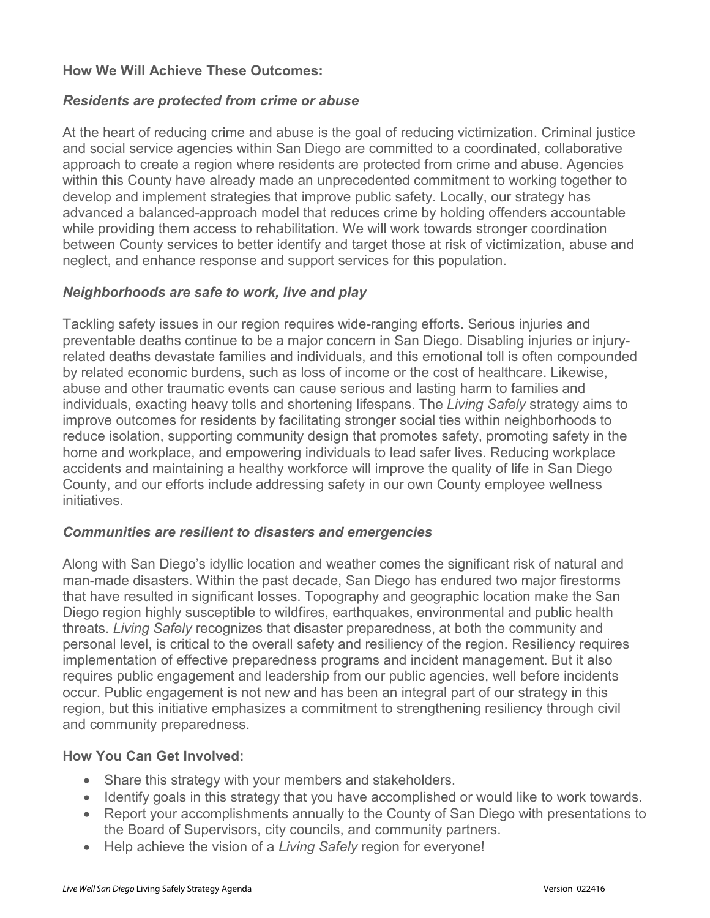**How We Will Achieve These Outcomes:**

***Residents are protected from crime or abuse***

At the heart of reducing crime and abuse is the goal of reducing victimization. Criminal justice and social service agencies within San Diego are committed to a coordinated, collaborative approach to create a region where residents are protected from crime and abuse. Agencies within this County have already made an unprecedented commitment to working together to develop and implement strategies that improve public safety. Locally, our strategy has advanced a balanced-approach model that reduces crime by holding offenders accountable while providing them access to rehabilitation. We will work towards stronger coordination between County services to better identify and target those at risk of victimization, abuse and neglect, and enhance response and support services for this population.

***Neighborhoods are safe to work, live and play***

Tackling safety issues in our region requires wide-ranging efforts. Serious injuries and preventable deaths continue to be a major concern in San Diego. Disabling injuries or injury-related deaths devastate families and individuals, and this emotional toll is often compounded by related economic burdens, such as loss of income or the cost of healthcare. Likewise, abuse and other traumatic events can cause serious and lasting harm to families and individuals, exacting heavy tolls and shortening lifespans. The *Living Safely* strategy aims to improve outcomes for residents by facilitating stronger social ties within neighborhoods to reduce isolation, supporting community design that promotes safety, promoting safety in the home and workplace, and empowering individuals to lead safer lives. Reducing workplace accidents and maintaining a healthy workforce will improve the quality of life in San Diego County, and our efforts include addressing safety in our own County employee wellness initiatives.

***Communities are resilient to disasters and emergencies***

Along with San Diego's idyllic location and weather comes the significant risk of natural and man-made disasters. Within the past decade, San Diego has endured two major firestorms that have resulted in significant losses. Topography and geographic location make the San Diego region highly susceptible to wildfires, earthquakes, environmental and public health threats. *Living Safely* recognizes that disaster preparedness, at both the community and personal level, is critical to the overall safety and resiliency of the region. Resiliency requires implementation of effective preparedness programs and incident management. But it also requires public engagement and leadership from our public agencies, well before incidents occur. Public engagement is not new and has been an integral part of our strategy in this region, but this initiative emphasizes a commitment to strengthening resiliency through civil and community preparedness.

**How You Can Get Involved:**

- Share this strategy with your members and stakeholders.
- Identify goals in this strategy that you have accomplished or would like to work towards.
- Report your accomplishments annually to the County of San Diego with presentations to the Board of Supervisors, city councils, and community partners.
- Help achieve the vision of a *Living Safely* region for everyone!